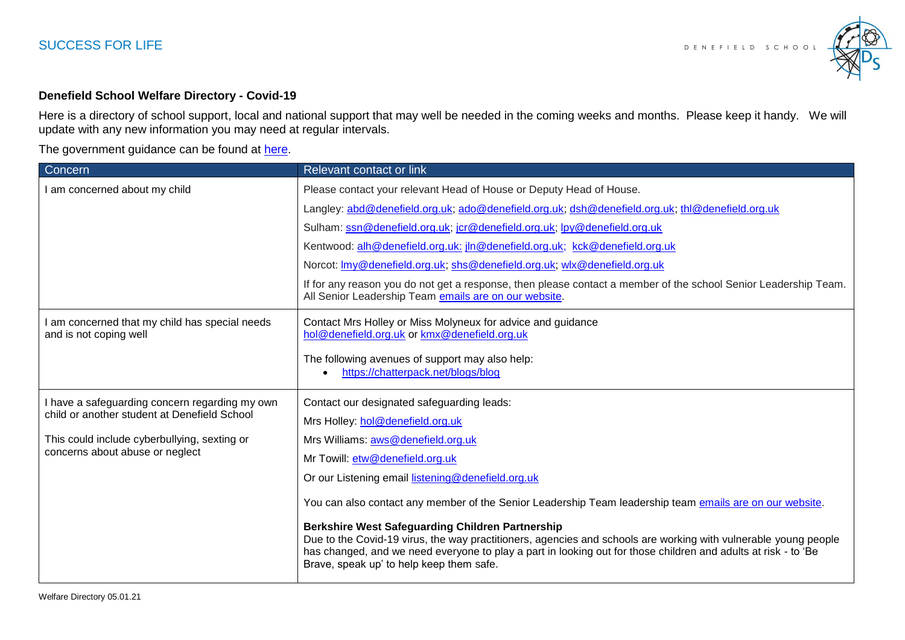SUCCESS FOR LIFE

DENEFIELD SCHOOL

**Denefield School Welfare Directory - Covid-19**

Here is a directory of school support, local and national support that may well be needed in the coming weeks and months. Please keep it handy. We will update with any new information you may need at regular intervals.

The government guidance can be found at here.

| Concern | Relevant contact or link |
|---|---|
| I am concerned about my child | Please contact your relevant Head of House or Deputy Head of House.<br><br>Langley: abd@denefield.org.uk; ado@denefield.org.uk; dsh@denefield.org.uk; thl@denefield.org.uk<br><br>Sulham: ssn@denefield.org.uk; jcr@denefield.org.uk; lpy@denefield.org.uk<br><br>Kentwood: alh@denefield.org.uk: jln@denefield.org.uk; kck@denefield.org.uk<br><br>Norcot: lmy@denefield.org.uk; shs@denefield.org.uk; wlx@denefield.org.uk<br><br>If for any reason you do not get a response, then please contact a member of the school Senior Leadership Team. All Senior Leadership Team emails are on our website. |
| I am concerned that my child has special needs and is not coping well | Contact Mrs Holley or Miss Molyneux for advice and guidance<br>hol@denefield.org.uk or kmx@denefield.org.uk<br><br>The following avenues of support may also help:<br>• https://chatterpack.net/blogs/blog |
| I have a safeguarding concern regarding my own child or another student at Denefield School<br><br>This could include cyberbullying, sexting or concerns about abuse or neglect | Contact our designated safeguarding leads:<br><br>Mrs Holley: hol@denefield.org.uk<br><br>Mrs Williams: aws@denefield.org.uk<br><br>Mr Towill: etw@denefield.org.uk<br><br>Or our Listening email listening@denefield.org.uk<br><br>You can also contact any member of the Senior Leadership Team leadership team emails are on our website.<br><br>**Berkshire West Safeguarding Children Partnership**<br>Due to the Covid-19 virus, the way practitioners, agencies and schools are working with vulnerable young people has changed, and we need everyone to play a part in looking out for those children and adults at risk - to 'Be Brave, speak up' to help keep them safe. |

Welfare Directory 05.01.21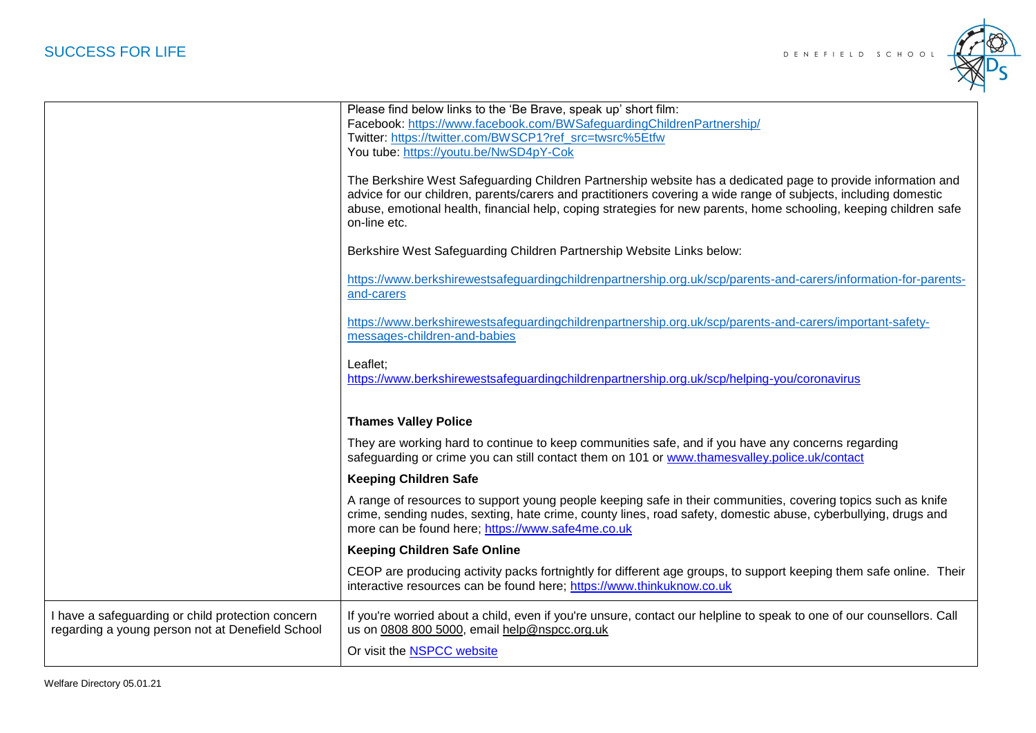| | |
|---|---|
| | Please find below links to the 'Be Brave, speak up' short film:<br>Facebook: https://www.facebook.com/BWSafeguardingChildrenPartnership/<br>Twitter: https://twitter.com/BWSCP1?ref_src=twsrc%5Etfw<br>You tube: https://youtu.be/NwSD4pY-Cok<br><br>The Berkshire West Safeguarding Children Partnership website has a dedicated page to provide information and advice for our children, parents/carers and practitioners covering a wide range of subjects, including domestic abuse, emotional health, financial help, coping strategies for new parents, home schooling, keeping children safe on-line etc.<br><br>Berkshire West Safeguarding Children Partnership Website Links below:<br><br>https://www.berkshirewestsafeguardingchildrenpartnership.org.uk/scp/parents-and-carers/information-for-parents-and-carers<br><br>https://www.berkshirewestsafeguardingchildrenpartnership.org.uk/scp/parents-and-carers/important-safety-messages-children-and-babies<br><br>Leaflet;<br>https://www.berkshirewestsafeguardingchildrenpartnership.org.uk/scp/helping-you/coronavirus<br><br>**Thames Valley Police**<br><br>They are working hard to continue to keep communities safe, and if you have any concerns regarding safeguarding or crime you can still contact them on 101 or www.thamesvalley.police.uk/contact<br><br>**Keeping Children Safe**<br><br>A range of resources to support young people keeping safe in their communities, covering topics such as knife crime, sending nudes, sexting, hate crime, county lines, road safety, domestic abuse, cyberbullying, drugs and more can be found here; https://www.safe4me.co.uk<br><br>**Keeping Children Safe Online**<br><br>CEOP are producing activity packs fortnightly for different age groups, to support keeping them safe online. Their interactive resources can be found here; https://www.thinkuknow.co.uk |
| I have a safeguarding or child protection concern regarding a young person not at Denefield School | If you're worried about a child, even if you're unsure, contact our helpline to speak to one of our counsellors. Call us on 0808 800 5000, email help@nspcc.org.uk<br><br>Or visit the NSPCC website |

Welfare Directory 05.01.21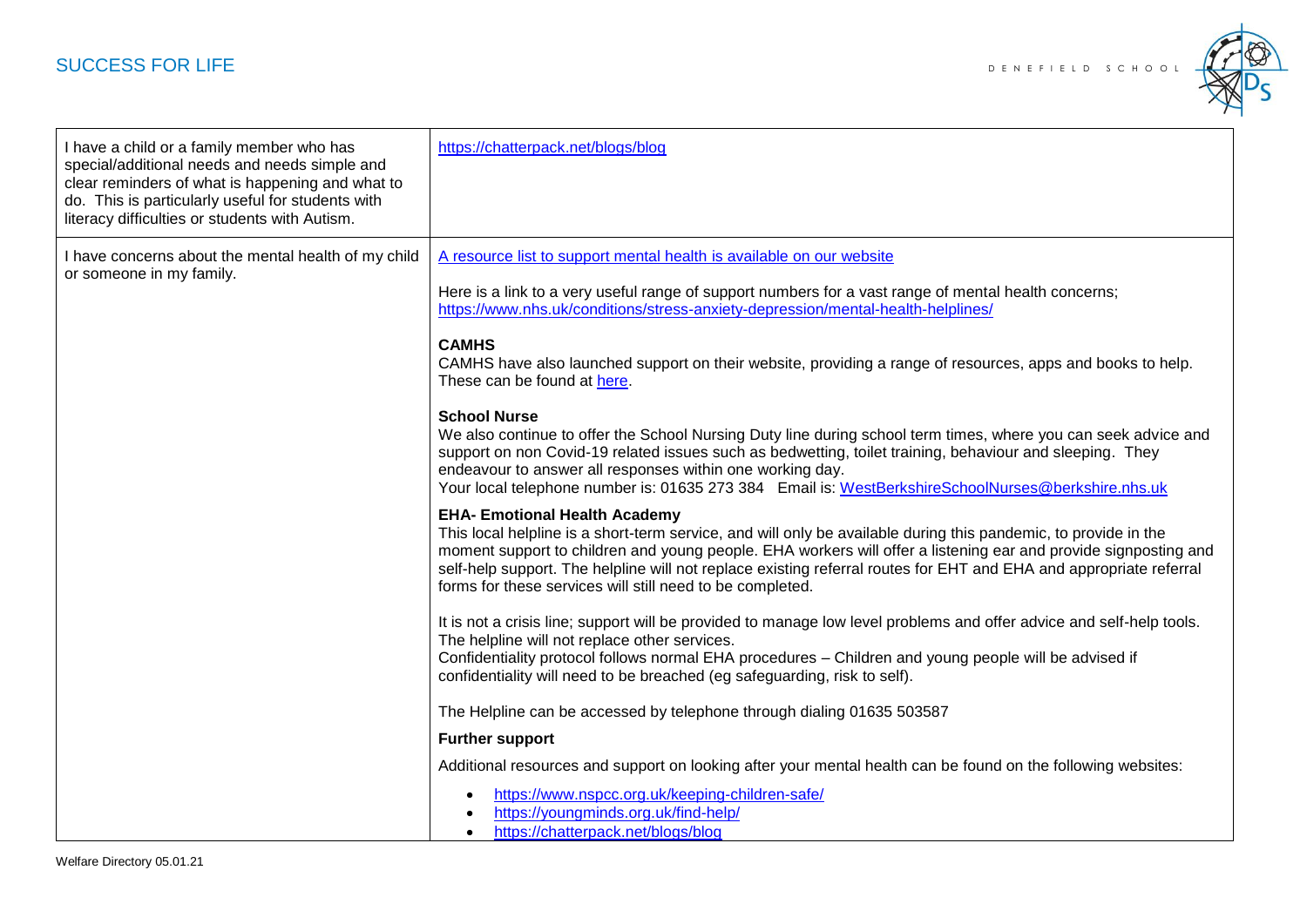| | |
|---|---|
| I have a child or a family member who has special/additional needs and needs simple and clear reminders of what is happening and what to do. This is particularly useful for students with literacy difficulties or students with Autism. | https://chatterpack.net/blogs/blog |
| I have concerns about the mental health of my child or someone in my family. | A resource list to support mental health is available on our website<br><br>Here is a link to a very useful range of support numbers for a vast range of mental health concerns; https://www.nhs.uk/conditions/stress-anxiety-depression/mental-health-helplines/<br><br>**CAMHS**<br>CAMHS have also launched support on their website, providing a range of resources, apps and books to help. These can be found at here.<br><br>**School Nurse**<br>We also continue to offer the School Nursing Duty line during school term times, where you can seek advice and support on non Covid-19 related issues such as bedwetting, toilet training, behaviour and sleeping. They endeavour to answer all responses within one working day.<br>Your local telephone number is: 01635 273 384 Email is: WestBerkshireSchoolNurses@berkshire.nhs.uk<br><br>**EHA- Emotional Health Academy**<br>This local helpline is a short-term service, and will only be available during this pandemic, to provide in the moment support to children and young people. EHA workers will offer a listening ear and provide signposting and self-help support. The helpline will not replace existing referral routes for EHT and EHA and appropriate referral forms for these services will still need to be completed.<br><br>It is not a crisis line; support will be provided to manage low level problems and offer advice and self-help tools. The helpline will not replace other services.<br>Confidentiality protocol follows normal EHA procedures – Children and young people will be advised if confidentiality will need to be breached (eg safeguarding, risk to self).<br><br>The Helpline can be accessed by telephone through dialing 01635 503587<br><br>**Further support**<br><br>Additional resources and support on looking after your mental health can be found on the following websites:<br><br>• https://www.nspcc.org.uk/keeping-children-safe/<br>• https://youngminds.org.uk/find-help/<br>• https://chatterpack.net/blogs/blog |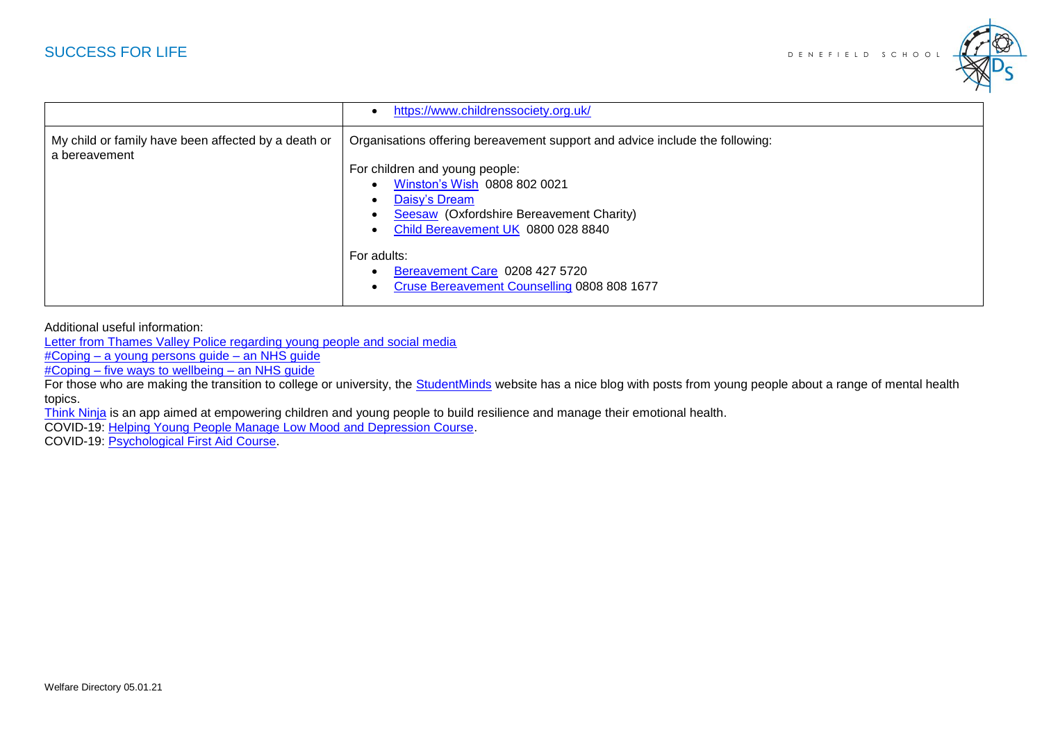| | |
|---|---|
| | • https://www.childrenssociety.org.uk/ |
| My child or family have been affected by a death or a bereavement | Organisations offering bereavement support and advice include the following:<br><br>For children and young people:<br>• Winston's Wish 0808 802 0021<br>• Daisy's Dream<br>• Seesaw (Oxfordshire Bereavement Charity)<br>• Child Bereavement UK 0800 028 8840<br><br>For adults:<br>• Bereavement Care 0208 427 5720<br>• Cruse Bereavement Counselling 0808 808 1677 |

Additional useful information:
Letter from Thames Valley Police regarding young people and social media
#Coping – a young persons guide – an NHS guide
#Coping – five ways to wellbeing – an NHS guide
For those who are making the transition to college or university, the StudentMinds website has a nice blog with posts from young people about a range of mental health topics.
Think Ninja is an app aimed at empowering children and young people to build resilience and manage their emotional health.
COVID-19: Helping Young People Manage Low Mood and Depression Course.
COVID-19: Psychological First Aid Course.